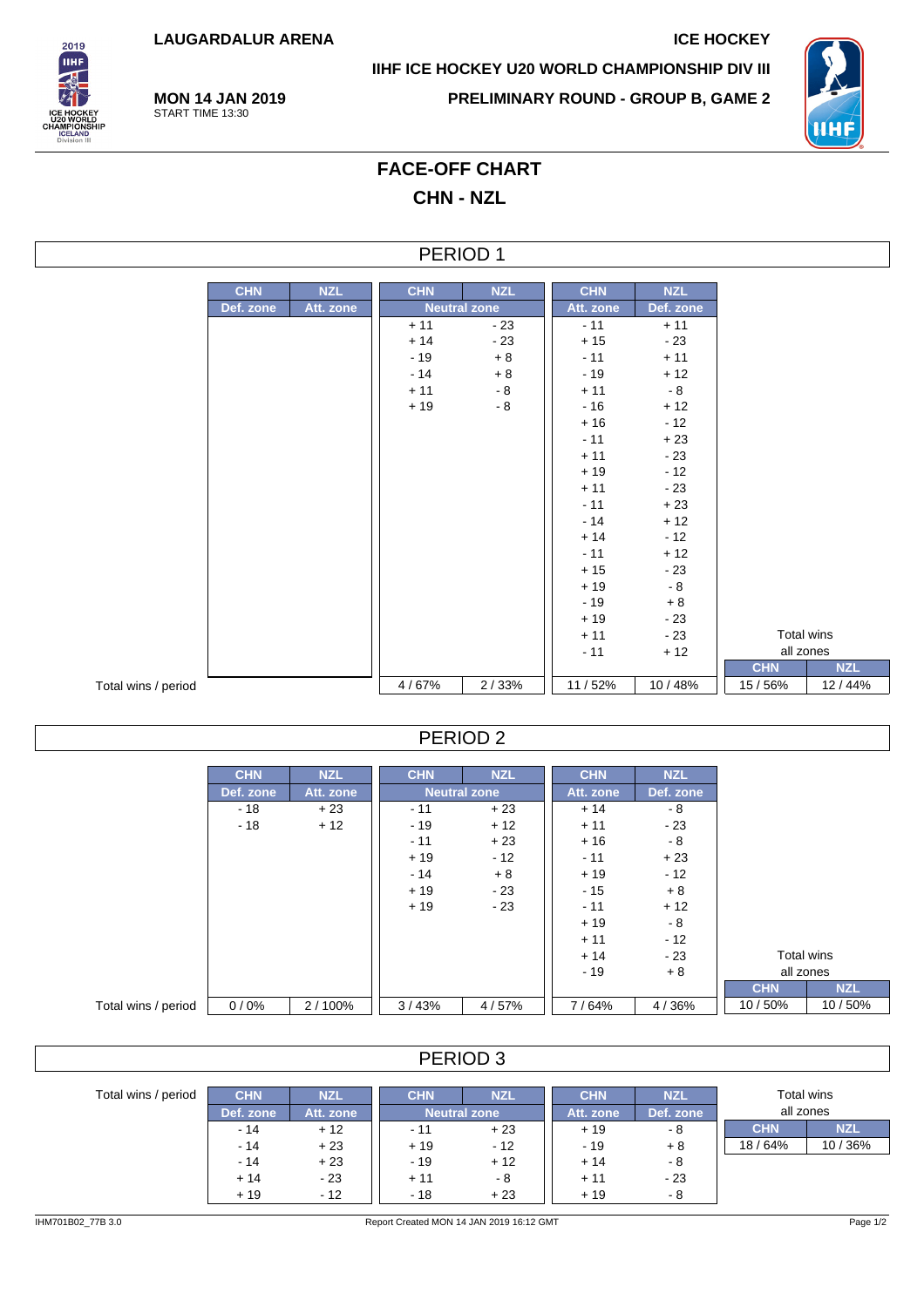LAUGARDALUR ARENA

ICE HOCKEY

IIHF ICE HOCKEY U20 WORLD CHAMPIONSHIP DIV III

**MON 14 JAN 2019**
START TIME 13:30

PRELIMINARY ROUND - GROUP B, GAME 2

# FACE-OFF CHART

## CHN - NZL

## PERIOD 1

| | CHN | NZL | CHN | NZL | CHN | NZL | | |
|---|---|---|---|---|---|---|---|---|
| | Def. zone | Att. zone | Neutral zone | | Att. zone | Def. zone | | |
| | | | + 11 | - 23 | - 11 | + 11 | | |
| | | | + 14 | - 23 | + 15 | - 23 | | |
| | | | - 19 | + 8 | - 11 | + 11 | | |
| | | | - 14 | + 8 | - 19 | + 12 | | |
| | | | + 11 | - 8 | + 11 | - 8 | | |
| | | | + 19 | - 8 | - 16 | + 12 | | |
| | | | | | + 16 | - 12 | | |
| | | | | | - 11 | + 23 | | |
| | | | | | + 11 | - 23 | | |
| | | | | | + 19 | - 12 | | |
| | | | | | + 11 | - 23 | | |
| | | | | | - 11 | + 23 | | |
| | | | | | - 14 | + 12 | | |
| | | | | | + 14 | - 12 | | |
| | | | | | - 11 | + 12 | | |
| | | | | | + 15 | - 23 | | |
| | | | | | + 19 | - 8 | | |
| | | | | | - 19 | + 8 | | |
| | | | | | + 19 | - 23 | | |
| | | | | | + 11 | - 23 | Total wins all zones | |
| | | | | | - 11 | + 12 | CHN | NZL |
| Total wins / period | | | 4 / 67% | 2 / 33% | 11 / 52% | 10 / 48% | 15 / 56% | 12 / 44% |

## PERIOD 2

| | CHN | NZL | CHN | NZL | CHN | NZL | | |
|---|---|---|---|---|---|---|---|---|
| | Def. zone | Att. zone | Neutral zone | | Att. zone | Def. zone | | |
| | - 18 | + 23 | - 11 | + 23 | + 14 | - 8 | | |
| | - 18 | + 12 | - 19 | + 12 | + 11 | - 23 | | |
| | | | - 11 | + 23 | + 16 | - 8 | | |
| | | | + 19 | - 12 | - 11 | + 23 | | |
| | | | - 14 | + 8 | + 19 | - 12 | | |
| | | | + 19 | - 23 | - 15 | + 8 | | |
| | | | + 19 | - 23 | - 11 | + 12 | | |
| | | | | | + 19 | - 8 | | |
| | | | | | + 11 | - 12 | | |
| | | | | | + 14 | - 23 | Total wins all zones | |
| | | | | | - 19 | + 8 | CHN | NZL |
| Total wins / period | 0 / 0% | 2 / 100% | 3 / 43% | 4 / 57% | 7 / 64% | 4 / 36% | 10 / 50% | 10 / 50% |

## PERIOD 3

| Total wins / period | CHN | NZL | CHN | NZL | CHN | NZL | Total wins all zones | |
|---|---|---|---|---|---|---|---|---|
| | Def. zone | Att. zone | Neutral zone | | Att. zone | Def. zone | CHN | NZL |
| | - 14 | + 12 | - 11 | + 23 | + 19 | - 8 | 18 / 64% | 10 / 36% |
| | - 14 | + 23 | + 19 | - 12 | - 19 | + 8 | | |
| | - 14 | + 23 | - 19 | + 12 | + 14 | - 8 | | |
| | + 14 | - 23 | + 11 | - 8 | + 11 | - 23 | | |
| | + 19 | - 12 | - 18 | + 23 | + 19 | - 8 | | |

IHM701B02_77B 3.0 Report Created MON 14 JAN 2019 16:12 GMT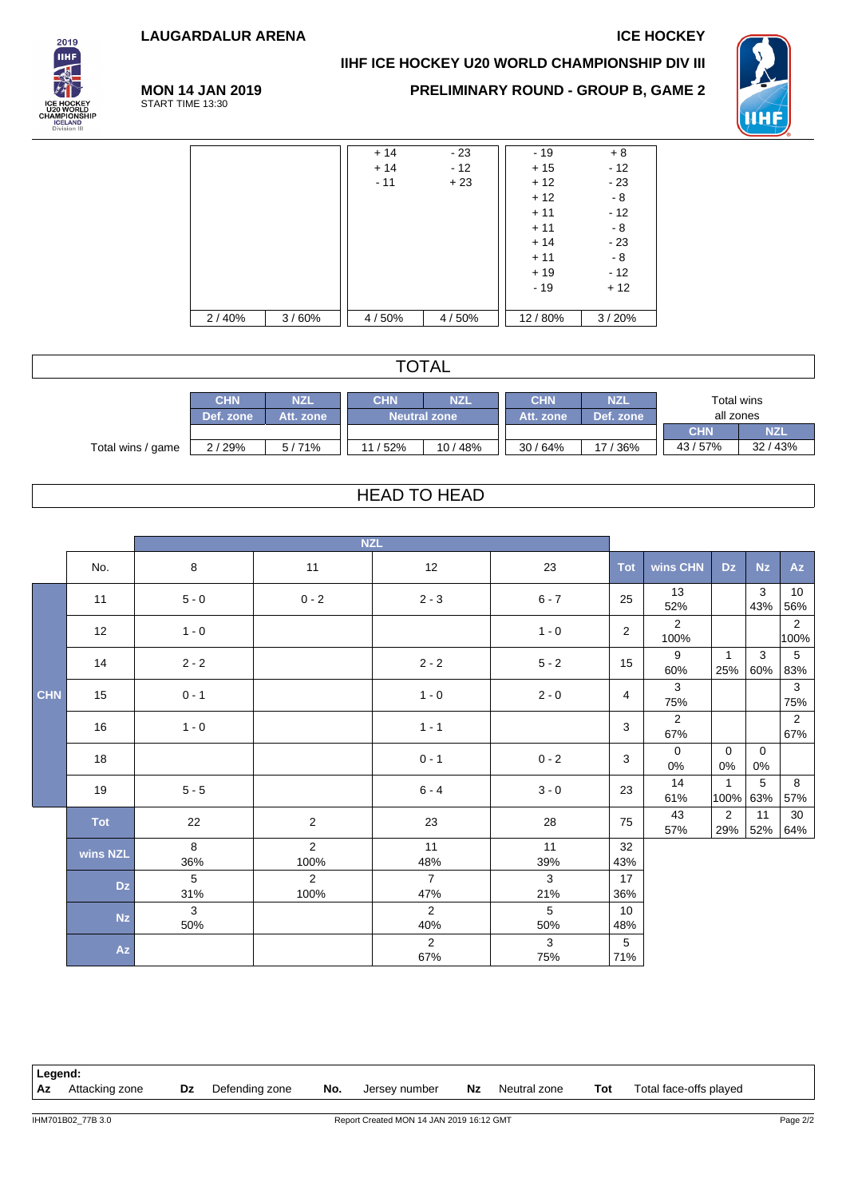**LAUGARDALUR ARENA**

**ICE HOCKEY**

**IIHF ICE HOCKEY U20 WORLD CHAMPIONSHIP DIV III**

**MON 14 JAN 2019**
START TIME 13:30

**PRELIMINARY ROUND - GROUP B, GAME 2**

| | | | | | |
|---|---|---|---|---|---|
| | | + 14 | - 23 | - 19 | + 8 |
| | | + 14 | - 12 | + 15 | - 12 |
| | | - 11 | + 23 | + 12 | - 23 |
| | | | | + 12 | - 8 |
| | | | | + 11 | - 12 |
| | | | | + 11 | - 8 |
| | | | | + 14 | - 23 |
| | | | | + 11 | - 8 |
| | | | | + 19 | - 12 |
| | | | | - 19 | + 12 |
| 2 / 40% | 3 / 60% | 4 / 50% | 4 / 50% | 12 / 80% | 3 / 20% |

## TOTAL

| | CHN | NZL | CHN | NZL | CHN | NZL | Total wins all zones | |
|---|---|---|---|---|---|---|---|---|
| | Def. zone | Att. zone | Neutral zone | | Att. zone | Def. zone | CHN | NZL |
| Total wins / game | 2 / 29% | 5 / 71% | 11 / 52% | 10 / 48% | 30 / 64% | 17 / 36% | 43 / 57% | 32 / 43% |

## HEAD TO HEAD

| | NZL | | | | | | | | | |
|---|---|---|---|---|---|---|---|---|---|---|
| **No.** | **8** | **11** | **12** | **23** | **Tot** | **wins CHN** | **Dz** | **Nz** | **Az** |
| CHN 11 | 5 - 0 | 0 - 2 | 2 - 3 | 6 - 7 | 25 | 13 52% | | 3 43% | 10 56% |
| CHN 12 | 1 - 0 | | | 1 - 0 | 2 | 2 100% | | | 2 100% |
| CHN 14 | 2 - 2 | | 2 - 2 | 5 - 2 | 15 | 9 60% | 1 25% | 3 60% | 5 83% |
| CHN 15 | 0 - 1 | | 1 - 0 | 2 - 0 | 4 | 3 75% | | | 3 75% |
| CHN 16 | 1 - 0 | | 1 - 1 | | 3 | 2 67% | | | 2 67% |
| CHN 18 | | | 0 - 1 | 0 - 2 | 3 | 0 0% | 0 0% | 0 0% | |
| CHN 19 | 5 - 5 | | 6 - 4 | 3 - 0 | 23 | 14 61% | 1 100% | 5 63% | 8 57% |
| **Tot** | 22 | 2 | 23 | 28 | 75 | 43 57% | 2 29% | 11 52% | 30 64% |
| **wins NZL** | 8 36% | 2 100% | 11 48% | 11 39% | 32 43% | | | | |
| **Dz** | 5 31% | 2 100% | 7 47% | 3 21% | 17 36% | | | | |
| **Nz** | 3 50% | | 2 40% | 5 50% | 10 48% | | | | |
| **Az** | | | 2 67% | 3 75% | 5 71% | | | | |

**Legend:**
**Az** Attacking zone **Dz** Defending zone **No.** Jersey number **Nz** Neutral zone **Tot** Total face-offs played

IHM701B02_77B 3.0 Report Created MON 14 JAN 2019 16:12 GMT